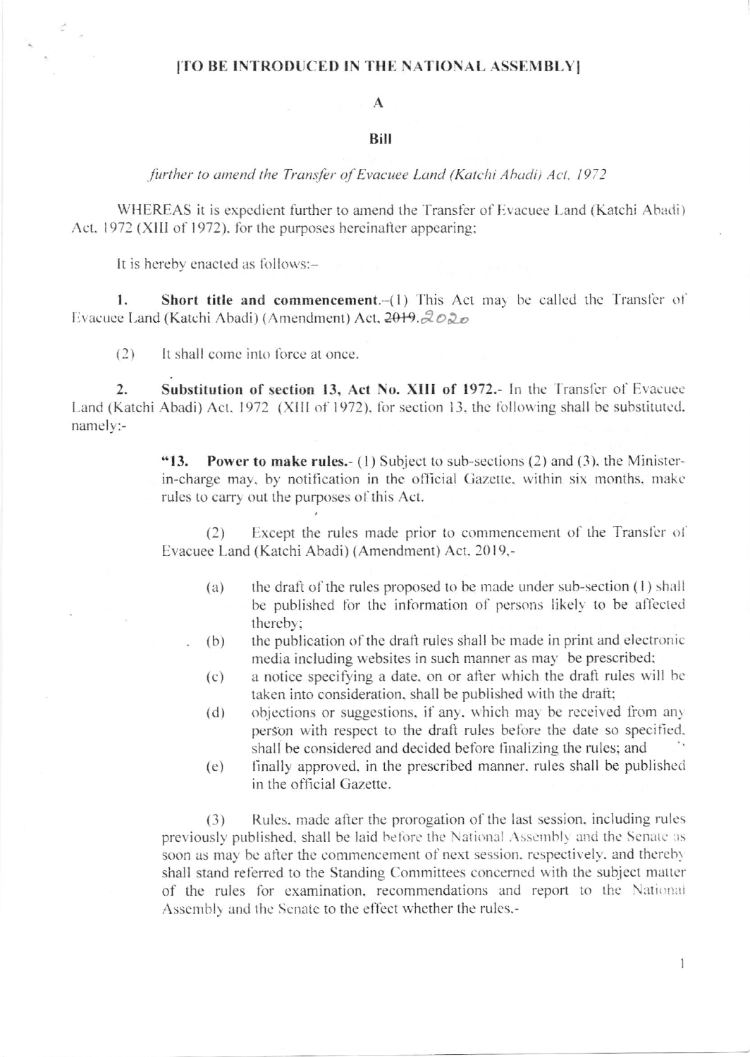**[TO BE INTRODUCED IN THE NATIONAL ASSEMBLY]**

**A**

**Bill**

*further to amend the Transfer of Evacuee Land (Katchi Abadi) Act, 1972*

WHEREAS it is expedient further to amend the Transfer of Evacuee Land (Katchi Abadi) Act, 1972 (XIII of 1972), for the purposes hereinafter appearing;

It is hereby enacted as follows:-

1. **Short title and commencement.**-(1) This Act may be called the Transfer of Evacuee Land (Katchi Abadi) (Amendment) Act, ~~2019~~. 2020

(2) It shall come into force at once.

2. **Substitution of section 13, Act No. XIII of 1972.**- In the Transfer of Evacuee Land (Katchi Abadi) Act, 1972 (XIII of 1972), for section 13, the following shall be substituted, namely:-

> "13. **Power to make rules.**- (1) Subject to sub-sections (2) and (3), the Minister-in-charge may, by notification in the official Gazette, within six months, make rules to carry out the purposes of this Act.
>
> (2) Except the rules made prior to commencement of the Transfer of Evacuee Land (Katchi Abadi) (Amendment) Act, 2019,-
>
> (a) the draft of the rules proposed to be made under sub-section (1) shall be published for the information of persons likely to be affected thereby;
>
> (b) the publication of the draft rules shall be made in print and electronic media including websites in such manner as may be prescribed;
>
> (c) a notice specifying a date, on or after which the draft rules will be taken into consideration, shall be published with the draft;
>
> (d) objections or suggestions, if any, which may be received from any person with respect to the draft rules before the date so specified, shall be considered and decided before finalizing the rules; and
>
> (e) finally approved, in the prescribed manner, rules shall be published in the official Gazette.
>
> (3) Rules, made after the prorogation of the last session, including rules previously published, shall be laid before the National Assembly and the Senate as soon as may be after the commencement of next session, respectively, and thereby shall stand referred to the Standing Committees concerned with the subject matter of the rules for examination, recommendations and report to the National Assembly and the Senate to the effect whether the rules,-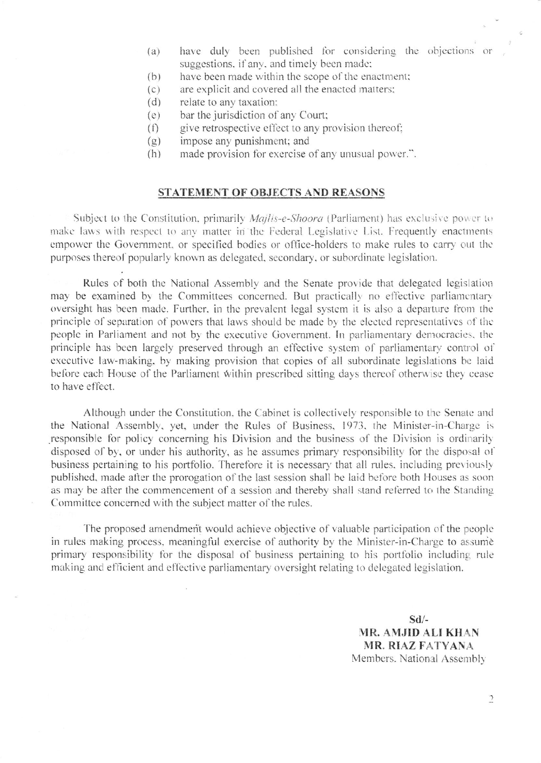(a) have duly been published for considering the objections or suggestions, if any, and timely been made;
(b) have been made within the scope of the enactment;
(c) are explicit and covered all the enacted matters;
(d) relate to any taxation;
(e) bar the jurisdiction of any Court;
(f) give retrospective effect to any provision thereof;
(g) impose any punishment; and
(h) made provision for exercise of any unusual power.".

## STATEMENT OF OBJECTS AND REASONS

Subject to the Constitution, primarily *Majlis-e-Shoora* (Parliament) has exclusive power to make laws with respect to any matter in the Federal Legislative List. Frequently enactments empower the Government, or specified bodies or office-holders to make rules to carry out the purposes thereof popularly known as delegated, secondary, or subordinate legislation.

Rules of both the National Assembly and the Senate provide that delegated legislation may be examined by the Committees concerned. But practically no effective parliamentary oversight has been made. Further, in the prevalent legal system it is also a departure from the principle of separation of powers that laws should be made by the elected representatives of the people in Parliament and not by the executive Government. In parliamentary democracies, the principle has been largely preserved through an effective system of parliamentary control of executive law-making, by making provision that copies of all subordinate legislations be laid before each House of the Parliament within prescribed sitting days thereof otherwise they cease to have effect.

Although under the Constitution, the Cabinet is collectively responsible to the Senate and the National Assembly, yet, under the Rules of Business, 1973, the Minister-in-Charge is responsible for policy concerning his Division and the business of the Division is ordinarily disposed of by, or under his authority, as he assumes primary responsibility for the disposal of business pertaining to his portfolio. Therefore it is necessary that all rules, including previously published, made after the prorogation of the last session shall be laid before both Houses as soon as may be after the commencement of a session and thereby shall stand referred to the Standing Committee concerned with the subject matter of the rules.

The proposed amendment would achieve objective of valuable participation of the people in rules making process, meaningful exercise of authority by the Minister-in-Charge to assume primary responsibility for the disposal of business pertaining to his portfolio including rule making and efficient and effective parliamentary oversight relating to delegated legislation.

**Sd/-**
**MR. AMJID ALI KHAN**
**MR. RIAZ FATYANA**
Members, National Assembly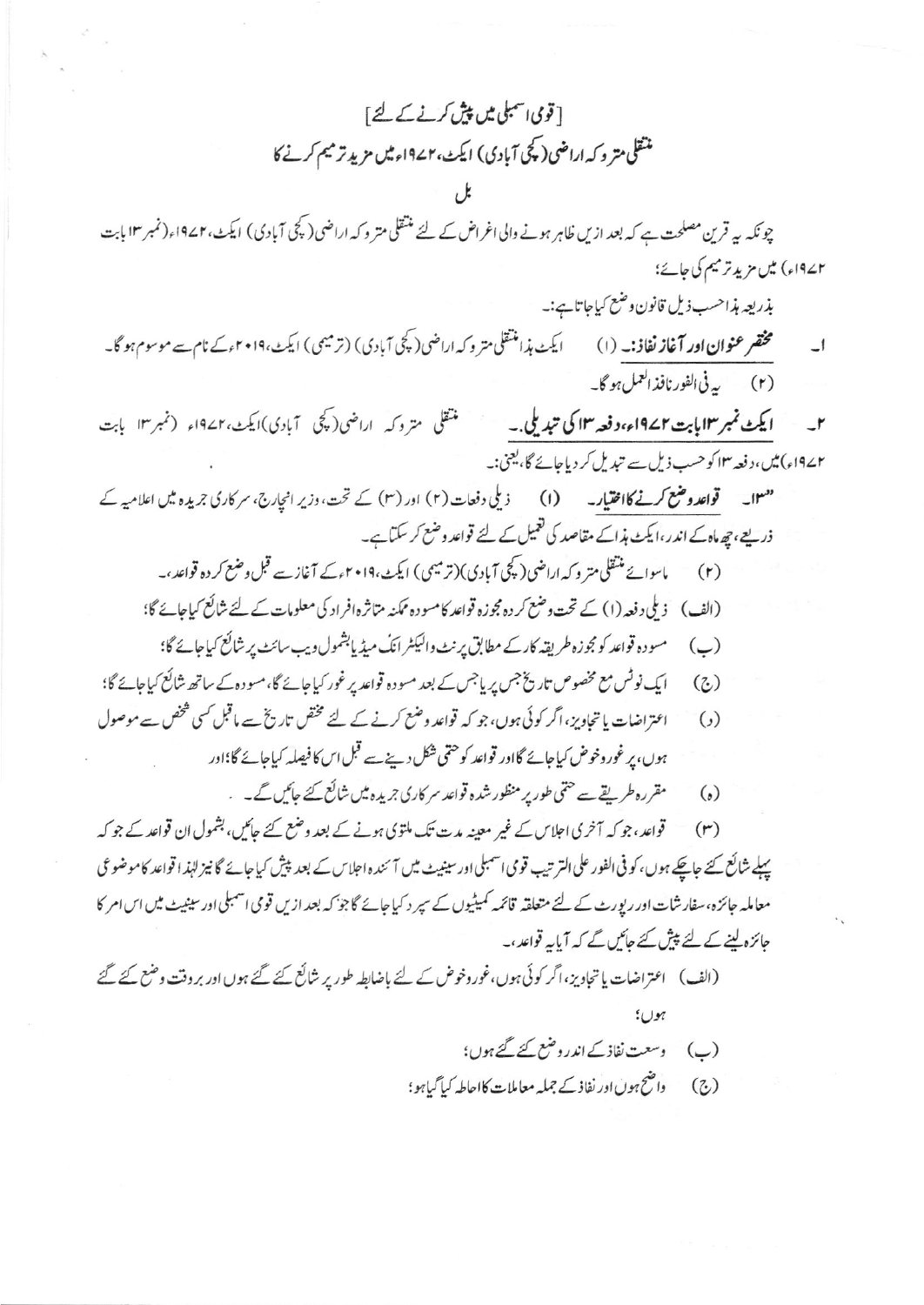[قومی اسمبلی میں پیش کرنے کے لئے]

# منتقلی متروکہ اراضی (کچی آبادی) ایکٹ، ۱۹۷۲ء میں مزید ترمیم کرنے کا

## بل

چونکہ یہ قرین مصلحت ہے کہ بعد ازیں ظاہر ہونے والی اغراض کے لئے منتقلی متروکہ اراضی (کچی آبادی) ایکٹ، ۱۹۷۲ء (نمبر ۱۳ بابت ۱۹۷۲ء) میں مزید ترمیم کی جائے؛

بذریعہ ہذا حسب ذیل قانون وضع کیا جاتا ہے:۔

۱۔ **مختصر عنوان اور آغاز نفاذ:۔** (۱) ایکٹ ہذا منتقلی متروکہ اراضی (کچی آبادی) (ترمیمی) ایکٹ، ۲۰۱۹ء کے نام سے موسوم ہو گا۔

(۲) یہ فی الفور نافذ العمل ہو گا۔

۲۔ **ایکٹ نمبر ۱۳ بابت ۱۹۷۲ء، دفعہ ۱۳ کی تبدیلی:۔** منتقلی متروکہ اراضی (کچی آبادی) ایکٹ، ۱۹۷۲ء (نمبر ۱۳ بابت ۱۹۷۲ء) میں، دفعہ ۱۳ کو حسب ذیل سے تبدیل کر دیا جائے گا، یعنی:۔

"۱۳۔ **قواعد وضع کرنے کا اختیار۔** (۱) ذیلی دفعات (۲) اور (۳) کے تحت، وزیر انچارج، سرکاری جریدہ میں اعلامیہ کے ذریعے، چھ ماہ کے اندر، ایکٹ ہذا کے مقاصد کی تعمیل کے لئے قواعد وضع کر سکتا ہے۔

(۲) ماسوائے منتقلی متروکہ اراضی (کچی آبادی) (ترمیمی) ایکٹ، ۲۰۱۹ء کے آغاز سے قبل وضع کردہ قواعد۔

(الف) ذیلی دفعہ (۱) کے تحت وضع کردہ مجوزہ قواعد کا مسودہ ممکنہ متاثرہ افراد کی معلومات کے لئے شائع کیا جائے گا؛

(ب) مسودہ قواعد کو مجوزہ طریقہ کار کے مطابق پرنٹ و الیکٹرانک میڈیا بشمول ویب سائٹ پر شائع کیا جائے گا؛

(ج) ایک نوٹس مع مخصوص تاریخ جس پر یا جس کے بعد مسودہ قواعد پر غور کیا جائے گا، مسودہ کے ساتھ شائع کیا جائے گا؛

(د) اعتراضات یا تجاویز، اگر کوئی ہوں، جو کہ قواعد وضع کرنے کے لئے مختص تاریخ سے ماقبل کسی شخص سے موصول ہوں، پر غور و خوض کیا جائے گا اور قواعد کو حتمی شکل دینے سے قبل اس کا فیصلہ کیا جائے گا؛ اور

(ہ) مقررہ طریقے سے حتمی طور پر منظور شدہ قواعد سرکاری جریدہ میں شائع کئے جائیں گے۔

(۳) قواعد، جو کہ آخری اجلاس کے غیر معینہ مدت تک ملتوی ہونے کے بعد وضع کئے جائیں، بشمول ان قواعد کے جو کہ پہلے شائع کئے جا چکے ہوں، کو فی الفور علی الترتیب قومی اسمبلی اور سینیٹ میں آئندہ اجلاس کے بعد پیش کیا جائے گا نیز لہٰذا قواعد کا موضوعی معاملہ جائزہ، سفارشات اور رپورٹ کے لئے متعلقہ قائمہ کمیٹیوں کے سپرد کیا جائے گا جو کہ بعد ازیں قومی اسمبلی اور سینیٹ میں اس امر کا جائزہ لینے کے لئے پیش کئے جائیں گے کہ آیا یہ قواعد۔

(الف) اعتراضات یا تجاویز، اگر کوئی ہوں، غور و خوض کے لئے باضابطہ طور پر شائع کئے گئے ہوں اور بروقت وضع کئے گئے ہوں؛

(ب) وسعت نفاذ کے اندر وضع کئے گئے ہوں؛

(ج) واضح ہوں اور نفاذ کے جملہ معاملات کا احاطہ کیا گیا ہو؛